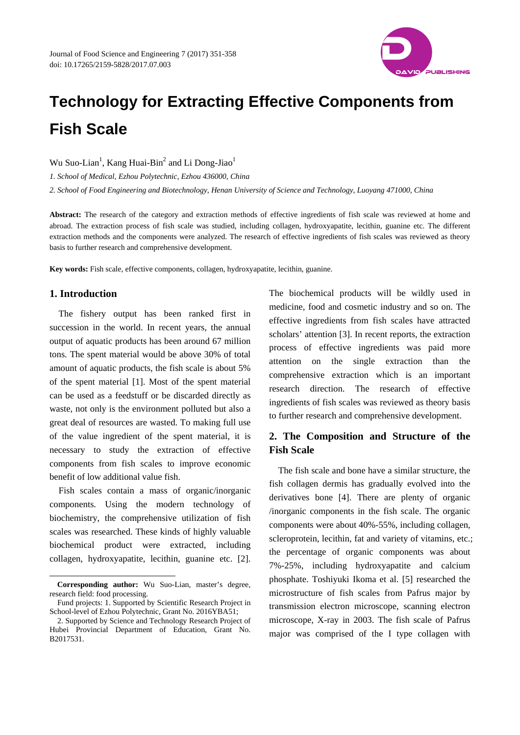# Technology for Extracting Effective Components from Fish Scale

Wu Suo-Lian[1], Kang Huai-Bin[2] and Li Dong-Jiao[1]

*1. School of Medical, Ezhou Polytechnic, Ezhou 436000, China*

*2. School of Food Engineering and Biotechnology, Henan University of Science and Technology, Luoyang 471000, China*

**Abstract:** The research of the category and extraction methods of effective ingredients of fish scale was reviewed at home and abroad. The extraction process of fish scale was studied, including collagen, hydroxyapatite, lecithin, guanine etc. The different extraction methods and the components were analyzed. The research of effective ingredients of fish scales was reviewed as theory basis to further research and comprehensive development.

**Key words:** Fish scale, effective components, collagen, hydroxyapatite, lecithin, guanine.

## 1. Introduction

The fishery output has been ranked first in succession in the world. In recent years, the annual output of aquatic products has been around 67 million tons. The spent material would be above 30% of total amount of aquatic products, the fish scale is about 5% of the spent material [1]. Most of the spent material can be used as a feedstuff or be discarded directly as waste, not only is the environment polluted but also a great deal of resources are wasted. To making full use of the value ingredient of the spent material, it is necessary to study the extraction of effective components from fish scales to improve economic benefit of low additional value fish.

Fish scales contain a mass of organic/inorganic components. Using the modern technology of biochemistry, the comprehensive utilization of fish scales was researched. These kinds of highly valuable biochemical product were extracted, including collagen, hydroxyapatite, lecithin, guanine etc. [2]. The biochemical products will be wildly used in medicine, food and cosmetic industry and so on. The effective ingredients from fish scales have attracted scholars' attention [3]. In recent reports, the extraction process of effective ingredients was paid more attention on the single extraction than the comprehensive extraction which is an important research direction. The research of effective ingredients of fish scales was reviewed as theory basis to further research and comprehensive development.

## 2. The Composition and Structure of the Fish Scale

The fish scale and bone have a similar structure, the fish collagen dermis has gradually evolved into the derivatives bone [4]. There are plenty of organic /inorganic components in the fish scale. The organic components were about 40%-55%, including collagen, scleroprotein, lecithin, fat and variety of vitamins, etc.; the percentage of organic components was about 7%-25%, including hydroxyapatite and calcium phosphate. Toshiyuki Ikoma et al. [5] researched the microstructure of fish scales from Pafrus major by transmission electron microscope, scanning electron microscope, X-ray in 2003. The fish scale of Pafrus major was comprised of the I type collagen with

---

**Corresponding author:** Wu Suo-Lian, master's degree, research field: food processing.

Fund projects: 1. Supported by Scientific Research Project in School-level of Ezhou Polytechnic, Grant No. 2016YBA51;

2. Supported by Science and Technology Research Project of Hubei Provincial Department of Education, Grant No. B2017531.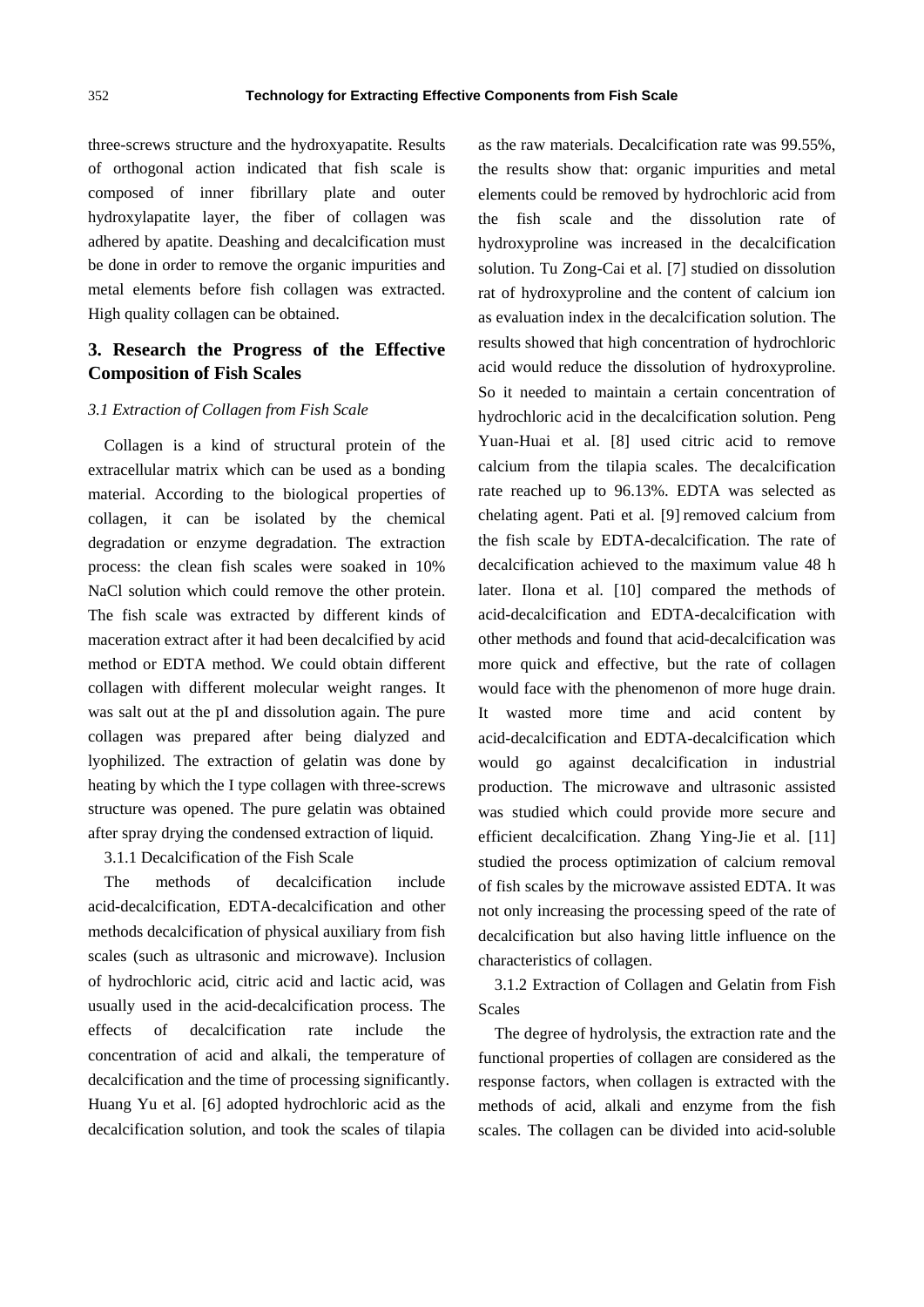three-screws structure and the hydroxyapatite. Results of orthogonal action indicated that fish scale is composed of inner fibrillary plate and outer hydroxylapatite layer, the fiber of collagen was adhered by apatite. Deashing and decalcification must be done in order to remove the organic impurities and metal elements before fish collagen was extracted. High quality collagen can be obtained.

## 3. Research the Progress of the Effective Composition of Fish Scales

### *3.1 Extraction of Collagen from Fish Scale*

Collagen is a kind of structural protein of the extracellular matrix which can be used as a bonding material. According to the biological properties of collagen, it can be isolated by the chemical degradation or enzyme degradation. The extraction process: the clean fish scales were soaked in 10% NaCl solution which could remove the other protein. The fish scale was extracted by different kinds of maceration extract after it had been decalcified by acid method or EDTA method. We could obtain different collagen with different molecular weight ranges. It was salt out at the pI and dissolution again. The pure collagen was prepared after being dialyzed and lyophilized. The extraction of gelatin was done by heating by which the I type collagen with three-screws structure was opened. The pure gelatin was obtained after spray drying the condensed extraction of liquid.

#### 3.1.1 Decalcification of the Fish Scale

The methods of decalcification include acid-decalcification, EDTA-decalcification and other methods decalcification of physical auxiliary from fish scales (such as ultrasonic and microwave). Inclusion of hydrochloric acid, citric acid and lactic acid, was usually used in the acid-decalcification process. The effects of decalcification rate include the concentration of acid and alkali, the temperature of decalcification and the time of processing significantly. Huang Yu et al. [6] adopted hydrochloric acid as the decalcification solution, and took the scales of tilapia as the raw materials. Decalcification rate was 99.55%, the results show that: organic impurities and metal elements could be removed by hydrochloric acid from the fish scale and the dissolution rate of hydroxyproline was increased in the decalcification solution. Tu Zong-Cai et al. [7] studied on dissolution rat of hydroxyproline and the content of calcium ion as evaluation index in the decalcification solution. The results showed that high concentration of hydrochloric acid would reduce the dissolution of hydroxyproline. So it needed to maintain a certain concentration of hydrochloric acid in the decalcification solution. Peng Yuan-Huai et al. [8] used citric acid to remove calcium from the tilapia scales. The decalcification rate reached up to 96.13%. EDTA was selected as chelating agent. Pati et al. [9] removed calcium from the fish scale by EDTA-decalcification. The rate of decalcification achieved to the maximum value 48 h later. Ilona et al. [10] compared the methods of acid-decalcification and EDTA-decalcification with other methods and found that acid-decalcification was more quick and effective, but the rate of collagen would face with the phenomenon of more huge drain. It wasted more time and acid content by acid-decalcification and EDTA-decalcification which would go against decalcification in industrial production. The microwave and ultrasonic assisted was studied which could provide more secure and efficient decalcification. Zhang Ying-Jie et al. [11] studied the process optimization of calcium removal of fish scales by the microwave assisted EDTA. It was not only increasing the processing speed of the rate of decalcification but also having little influence on the characteristics of collagen.

#### 3.1.2 Extraction of Collagen and Gelatin from Fish Scales

The degree of hydrolysis, the extraction rate and the functional properties of collagen are considered as the response factors, when collagen is extracted with the methods of acid, alkali and enzyme from the fish scales. The collagen can be divided into acid-soluble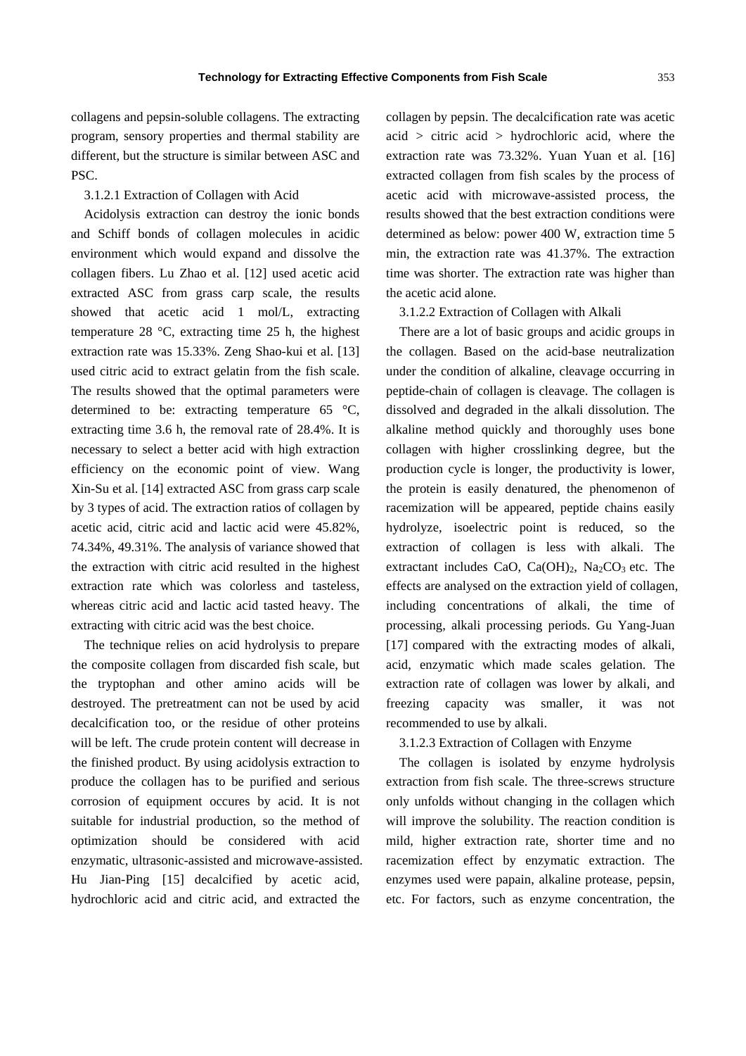collagens and pepsin-soluble collagens. The extracting program, sensory properties and thermal stability are different, but the structure is similar between ASC and PSC.

#### 3.1.2.1 Extraction of Collagen with Acid

Acidolysis extraction can destroy the ionic bonds and Schiff bonds of collagen molecules in acidic environment which would expand and dissolve the collagen fibers. Lu Zhao et al. [12] used acetic acid extracted ASC from grass carp scale, the results showed that acetic acid 1 mol/L, extracting temperature 28 °C, extracting time 25 h, the highest extraction rate was 15.33%. Zeng Shao-kui et al. [13] used citric acid to extract gelatin from the fish scale. The results showed that the optimal parameters were determined to be: extracting temperature 65 °C, extracting time 3.6 h, the removal rate of 28.4%. It is necessary to select a better acid with high extraction efficiency on the economic point of view. Wang Xin-Su et al. [14] extracted ASC from grass carp scale by 3 types of acid. The extraction ratios of collagen by acetic acid, citric acid and lactic acid were 45.82%, 74.34%, 49.31%. The analysis of variance showed that the extraction with citric acid resulted in the highest extraction rate which was colorless and tasteless, whereas citric acid and lactic acid tasted heavy. The extracting with citric acid was the best choice.

The technique relies on acid hydrolysis to prepare the composite collagen from discarded fish scale, but the tryptophan and other amino acids will be destroyed. The pretreatment can not be used by acid decalcification too, or the residue of other proteins will be left. The crude protein content will decrease in the finished product. By using acidolysis extraction to produce the collagen has to be purified and serious corrosion of equipment occures by acid. It is not suitable for industrial production, so the method of optimization should be considered with acid enzymatic, ultrasonic-assisted and microwave-assisted. Hu Jian-Ping [15] decalcified by acetic acid, hydrochloric acid and citric acid, and extracted the collagen by pepsin. The decalcification rate was acetic acid > citric acid > hydrochloric acid, where the extraction rate was 73.32%. Yuan Yuan et al. [16] extracted collagen from fish scales by the process of acetic acid with microwave-assisted process, the results showed that the best extraction conditions were determined as below: power 400 W, extraction time 5 min, the extraction rate was 41.37%. The extraction time was shorter. The extraction rate was higher than the acetic acid alone.

#### 3.1.2.2 Extraction of Collagen with Alkali

There are a lot of basic groups and acidic groups in the collagen. Based on the acid-base neutralization under the condition of alkaline, cleavage occurring in peptide-chain of collagen is cleavage. The collagen is dissolved and degraded in the alkali dissolution. The alkaline method quickly and thoroughly uses bone collagen with higher crosslinking degree, but the production cycle is longer, the productivity is lower, the protein is easily denatured, the phenomenon of racemization will be appeared, peptide chains easily hydrolyze, isoelectric point is reduced, so the extraction of collagen is less with alkali. The extractant includes CaO, $Ca(OH)_2$, $Na_2CO_3$ etc. The effects are analysed on the extraction yield of collagen, including concentrations of alkali, the time of processing, alkali processing periods. Gu Yang-Juan [17] compared with the extracting modes of alkali, acid, enzymatic which made scales gelation. The extraction rate of collagen was lower by alkali, and freezing capacity was smaller, it was not recommended to use by alkali.

#### 3.1.2.3 Extraction of Collagen with Enzyme

The collagen is isolated by enzyme hydrolysis extraction from fish scale. The three-screws structure only unfolds without changing in the collagen which will improve the solubility. The reaction condition is mild, higher extraction rate, shorter time and no racemization effect by enzymatic extraction. The enzymes used were papain, alkaline protease, pepsin, etc. For factors, such as enzyme concentration, the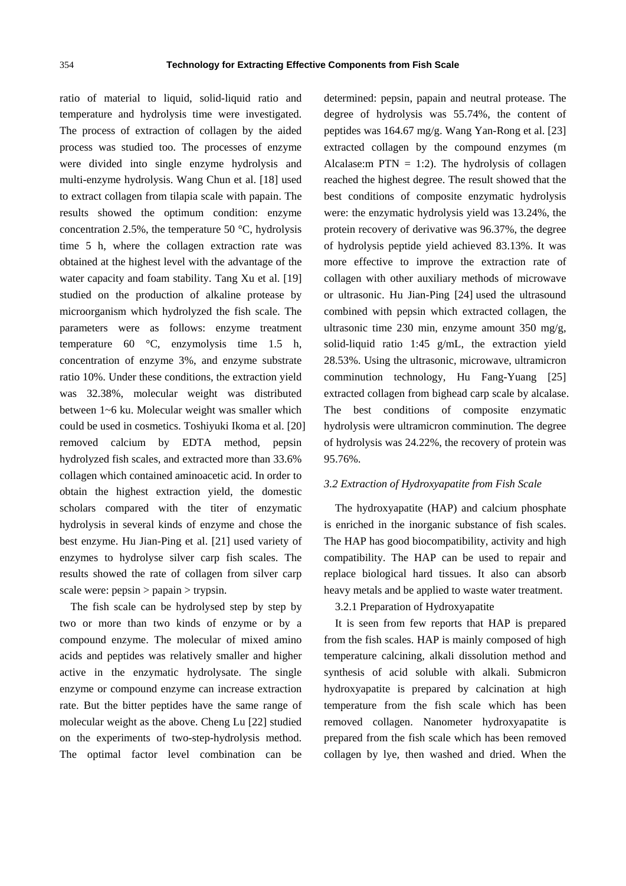ratio of material to liquid, solid-liquid ratio and temperature and hydrolysis time were investigated. The process of extraction of collagen by the aided process was studied too. The processes of enzyme were divided into single enzyme hydrolysis and multi-enzyme hydrolysis. Wang Chun et al. [18] used to extract collagen from tilapia scale with papain. The results showed the optimum condition: enzyme concentration 2.5%, the temperature 50 °C, hydrolysis time 5 h, where the collagen extraction rate was obtained at the highest level with the advantage of the water capacity and foam stability. Tang Xu et al. [19] studied on the production of alkaline protease by microorganism which hydrolyzed the fish scale. The parameters were as follows: enzyme treatment temperature 60 °C, enzymolysis time 1.5 h, concentration of enzyme 3%, and enzyme substrate ratio 10%. Under these conditions, the extraction yield was 32.38%, molecular weight was distributed between 1~6 ku. Molecular weight was smaller which could be used in cosmetics. Toshiyuki Ikoma et al. [20] removed calcium by EDTA method, pepsin hydrolyzed fish scales, and extracted more than 33.6% collagen which contained aminoacetic acid. In order to obtain the highest extraction yield, the domestic scholars compared with the titer of enzymatic hydrolysis in several kinds of enzyme and chose the best enzyme. Hu Jian-Ping et al. [21] used variety of enzymes to hydrolyse silver carp fish scales. The results showed the rate of collagen from silver carp scale were: pepsin > papain > trypsin.

The fish scale can be hydrolysed step by step by two or more than two kinds of enzyme or by a compound enzyme. The molecular of mixed amino acids and peptides was relatively smaller and higher active in the enzymatic hydrolysate. The single enzyme or compound enzyme can increase extraction rate. But the bitter peptides have the same range of molecular weight as the above. Cheng Lu [22] studied on the experiments of two-step-hydrolysis method. The optimal factor level combination can be determined: pepsin, papain and neutral protease. The degree of hydrolysis was 55.74%, the content of peptides was 164.67 mg/g. Wang Yan-Rong et al. [23] extracted collagen by the compound enzymes (m Alcalase:m PTN = 1:2). The hydrolysis of collagen reached the highest degree. The result showed that the best conditions of composite enzymatic hydrolysis were: the enzymatic hydrolysis yield was 13.24%, the protein recovery of derivative was 96.37%, the degree of hydrolysis peptide yield achieved 83.13%. It was more effective to improve the extraction rate of collagen with other auxiliary methods of microwave or ultrasonic. Hu Jian-Ping [24] used the ultrasound combined with pepsin which extracted collagen, the ultrasonic time 230 min, enzyme amount 350 mg/g, solid-liquid ratio 1:45 g/mL, the extraction yield 28.53%. Using the ultrasonic, microwave, ultramicron comminution technology, Hu Fang-Yuang [25] extracted collagen from bighead carp scale by alcalase. The best conditions of composite enzymatic hydrolysis were ultramicron comminution. The degree of hydrolysis was 24.22%, the recovery of protein was 95.76%.

### *3.2 Extraction of Hydroxyapatite from Fish Scale*

The hydroxyapatite (HAP) and calcium phosphate is enriched in the inorganic substance of fish scales. The HAP has good biocompatibility, activity and high compatibility. The HAP can be used to repair and replace biological hard tissues. It also can absorb heavy metals and be applied to waste water treatment.

#### 3.2.1 Preparation of Hydroxyapatite

It is seen from few reports that HAP is prepared from the fish scales. HAP is mainly composed of high temperature calcining, alkali dissolution method and synthesis of acid soluble with alkali. Submicron hydroxyapatite is prepared by calcination at high temperature from the fish scale which has been removed collagen. Nanometer hydroxyapatite is prepared from the fish scale which has been removed collagen by lye, then washed and dried. When the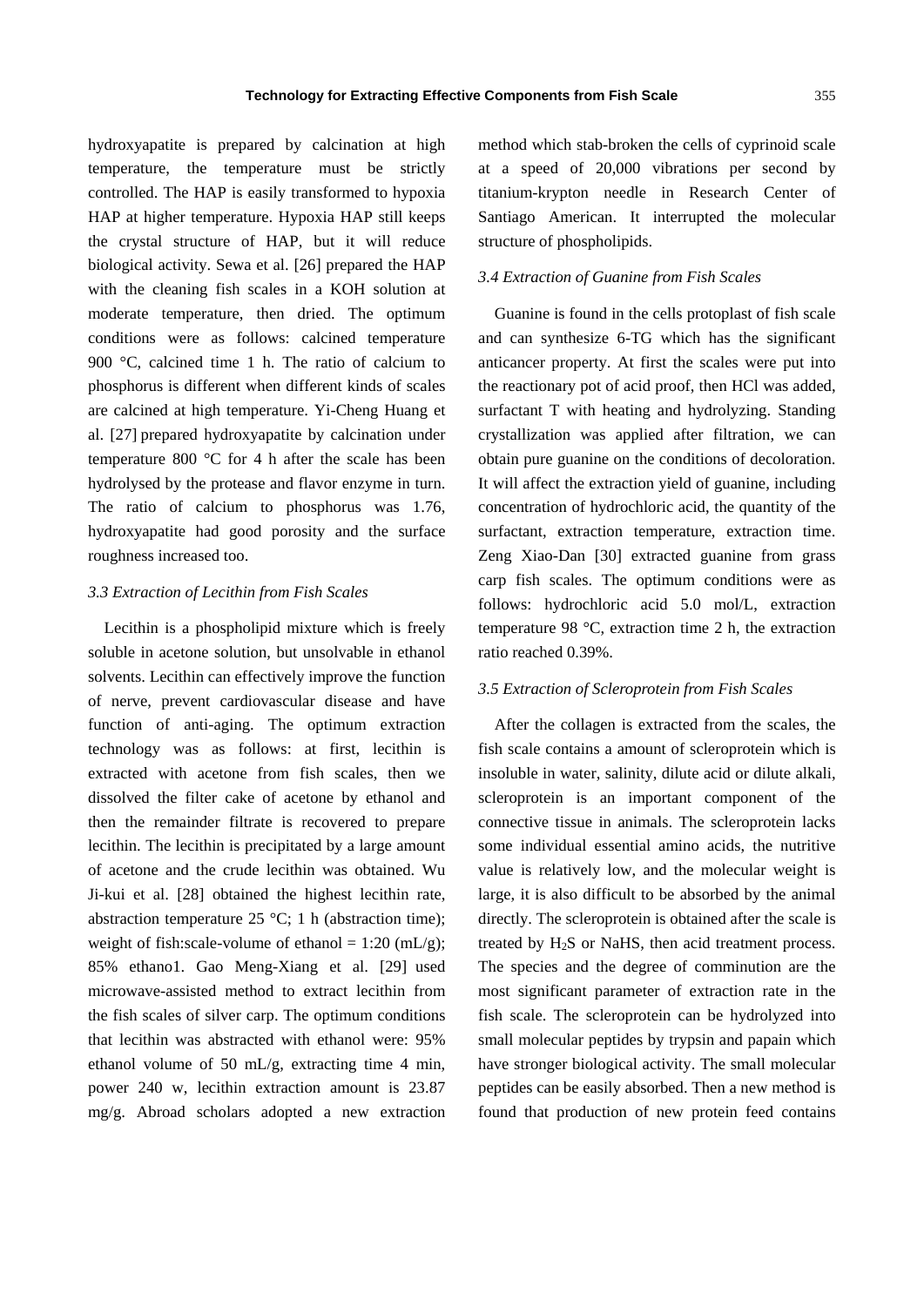hydroxyapatite is prepared by calcination at high temperature, the temperature must be strictly controlled. The HAP is easily transformed to hypoxia HAP at higher temperature. Hypoxia HAP still keeps the crystal structure of HAP, but it will reduce biological activity. Sewa et al. [26] prepared the HAP with the cleaning fish scales in a KOH solution at moderate temperature, then dried. The optimum conditions were as follows: calcined temperature 900 °C, calcined time 1 h. The ratio of calcium to phosphorus is different when different kinds of scales are calcined at high temperature. Yi-Cheng Huang et al. [27] prepared hydroxyapatite by calcination under temperature 800 °C for 4 h after the scale has been hydrolysed by the protease and flavor enzyme in turn. The ratio of calcium to phosphorus was 1.76, hydroxyapatite had good porosity and the surface roughness increased too.

### *3.3 Extraction of Lecithin from Fish Scales*

Lecithin is a phospholipid mixture which is freely soluble in acetone solution, but unsolvable in ethanol solvents. Lecithin can effectively improve the function of nerve, prevent cardiovascular disease and have function of anti-aging. The optimum extraction technology was as follows: at first, lecithin is extracted with acetone from fish scales, then we dissolved the filter cake of acetone by ethanol and then the remainder filtrate is recovered to prepare lecithin. The lecithin is precipitated by a large amount of acetone and the crude lecithin was obtained. Wu Ji-kui et al. [28] obtained the highest lecithin rate, abstraction temperature 25 °C; 1 h (abstraction time); weight of fish:scale-volume of ethanol = 1:20 (mL/g); 85% ethano1. Gao Meng-Xiang et al. [29] used microwave-assisted method to extract lecithin from the fish scales of silver carp. The optimum conditions that lecithin was abstracted with ethanol were: 95% ethanol volume of 50 mL/g, extracting time 4 min, power 240 w, lecithin extraction amount is 23.87 mg/g. Abroad scholars adopted a new extraction method which stab-broken the cells of cyprinoid scale at a speed of 20,000 vibrations per second by titanium-krypton needle in Research Center of Santiago American. It interrupted the molecular structure of phospholipids.

### *3.4 Extraction of Guanine from Fish Scales*

Guanine is found in the cells protoplast of fish scale and can synthesize 6-TG which has the significant anticancer property. At first the scales were put into the reactionary pot of acid proof, then HCl was added, surfactant T with heating and hydrolyzing. Standing crystallization was applied after filtration, we can obtain pure guanine on the conditions of decoloration. It will affect the extraction yield of guanine, including concentration of hydrochloric acid, the quantity of the surfactant, extraction temperature, extraction time. Zeng Xiao-Dan [30] extracted guanine from grass carp fish scales. The optimum conditions were as follows: hydrochloric acid 5.0 mol/L, extraction temperature 98 °C, extraction time 2 h, the extraction ratio reached 0.39%.

### *3.5 Extraction of Scleroprotein from Fish Scales*

After the collagen is extracted from the scales, the fish scale contains a amount of scleroprotein which is insoluble in water, salinity, dilute acid or dilute alkali, scleroprotein is an important component of the connective tissue in animals. The scleroprotein lacks some individual essential amino acids, the nutritive value is relatively low, and the molecular weight is large, it is also difficult to be absorbed by the animal directly. The scleroprotein is obtained after the scale is treated by $H_2S$ or NaHS, then acid treatment process. The species and the degree of comminution are the most significant parameter of extraction rate in the fish scale. The scleroprotein can be hydrolyzed into small molecular peptides by trypsin and papain which have stronger biological activity. The small molecular peptides can be easily absorbed. Then a new method is found that production of new protein feed contains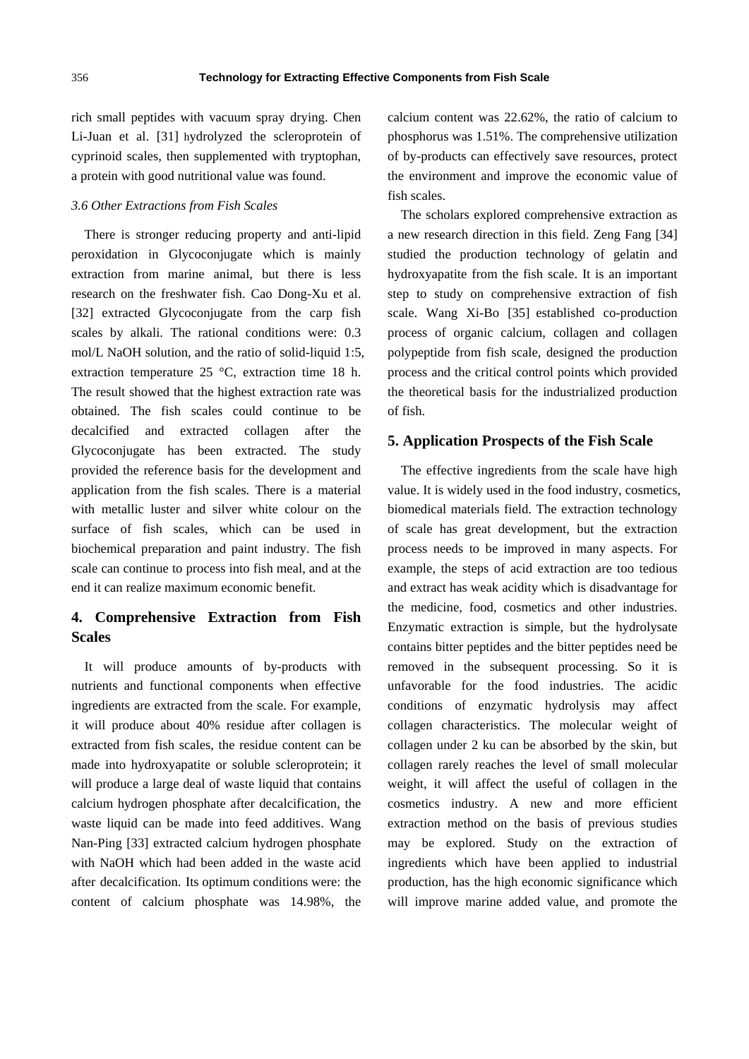rich small peptides with vacuum spray drying. Chen Li-Juan et al. [31] hydrolyzed the scleroprotein of cyprinoid scales, then supplemented with tryptophan, a protein with good nutritional value was found.

### *3.6 Other Extractions from Fish Scales*

There is stronger reducing property and anti-lipid peroxidation in Glycoconjugate which is mainly extraction from marine animal, but there is less research on the freshwater fish. Cao Dong-Xu et al. [32] extracted Glycoconjugate from the carp fish scales by alkali. The rational conditions were: 0.3 mol/L NaOH solution, and the ratio of solid-liquid 1:5, extraction temperature 25 °C, extraction time 18 h. The result showed that the highest extraction rate was obtained. The fish scales could continue to be decalcified and extracted collagen after the Glycoconjugate has been extracted. The study provided the reference basis for the development and application from the fish scales. There is a material with metallic luster and silver white colour on the surface of fish scales, which can be used in biochemical preparation and paint industry. The fish scale can continue to process into fish meal, and at the end it can realize maximum economic benefit.

## 4. Comprehensive Extraction from Fish Scales

It will produce amounts of by-products with nutrients and functional components when effective ingredients are extracted from the scale. For example, it will produce about 40% residue after collagen is extracted from fish scales, the residue content can be made into hydroxyapatite or soluble scleroprotein; it will produce a large deal of waste liquid that contains calcium hydrogen phosphate after decalcification, the waste liquid can be made into feed additives. Wang Nan-Ping [33] extracted calcium hydrogen phosphate with NaOH which had been added in the waste acid after decalcification. Its optimum conditions were: the content of calcium phosphate was 14.98%, the calcium content was 22.62%, the ratio of calcium to phosphorus was 1.51%. The comprehensive utilization of by-products can effectively save resources, protect the environment and improve the economic value of fish scales.

The scholars explored comprehensive extraction as a new research direction in this field. Zeng Fang [34] studied the production technology of gelatin and hydroxyapatite from the fish scale. It is an important step to study on comprehensive extraction of fish scale. Wang Xi-Bo [35] established co-production process of organic calcium, collagen and collagen polypeptide from fish scale, designed the production process and the critical control points which provided the theoretical basis for the industrialized production of fish.

## 5. Application Prospects of the Fish Scale

The effective ingredients from the scale have high value. It is widely used in the food industry, cosmetics, biomedical materials field. The extraction technology of scale has great development, but the extraction process needs to be improved in many aspects. For example, the steps of acid extraction are too tedious and extract has weak acidity which is disadvantage for the medicine, food, cosmetics and other industries. Enzymatic extraction is simple, but the hydrolysate contains bitter peptides and the bitter peptides need be removed in the subsequent processing. So it is unfavorable for the food industries. The acidic conditions of enzymatic hydrolysis may affect collagen characteristics. The molecular weight of collagen under 2 ku can be absorbed by the skin, but collagen rarely reaches the level of small molecular weight, it will affect the useful of collagen in the cosmetics industry. A new and more efficient extraction method on the basis of previous studies may be explored. Study on the extraction of ingredients which have been applied to industrial production, has the high economic significance which will improve marine added value, and promote the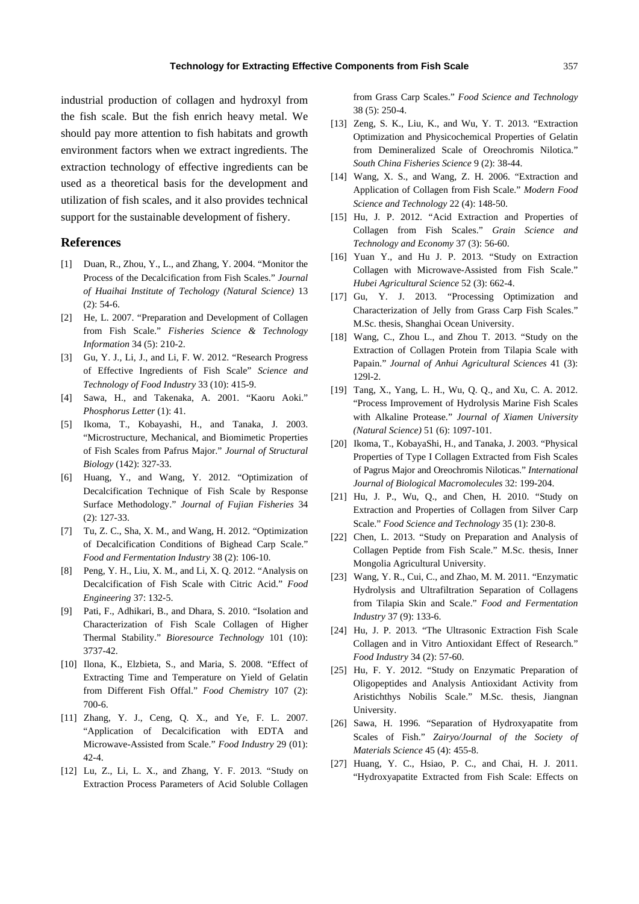industrial production of collagen and hydroxyl from the fish scale. But the fish enrich heavy metal. We should pay more attention to fish habitats and growth environment factors when we extract ingredients. The extraction technology of effective ingredients can be used as a theoretical basis for the development and utilization of fish scales, and it also provides technical support for the sustainable development of fishery.

## References

[1] Duan, R., Zhou, Y., L., and Zhang, Y. 2004. "Monitor the Process of the Decalcification from Fish Scales." *Journal of Huaihai Institute of Techology (Natural Science)* 13 (2): 54-6.

[2] He, L. 2007. "Preparation and Development of Collagen from Fish Scale." *Fisheries Science & Technology Information* 34 (5): 210-2.

[3] Gu, Y. J., Li, J., and Li, F. W. 2012. "Research Progress of Effective Ingredients of Fish Scale" *Science and Technology of Food Industry* 33 (10): 415-9.

[4] Sawa, H., and Takenaka, A. 2001. "Kaoru Aoki." *Phosphorus Letter* (1): 41.

[5] Ikoma, T., Kobayashi, H., and Tanaka, J. 2003. "Microstructure, Mechanical, and Biomimetic Properties of Fish Scales from Pafrus Major." *Journal of Structural Biology* (142): 327-33.

[6] Huang, Y., and Wang, Y. 2012. "Optimization of Decalcification Technique of Fish Scale by Response Surface Methodology." *Journal of Fujian Fisheries* 34 (2): 127-33.

[7] Tu, Z. C., Sha, X. M., and Wang, H. 2012. "Optimization of Decalcification Conditions of Bighead Carp Scale." *Food and Fermentation Industry* 38 (2): 106-10.

[8] Peng, Y. H., Liu, X. M., and Li, X. Q. 2012. "Analysis on Decalcification of Fish Scale with Citric Acid." *Food Engineering* 37: 132-5.

[9] Pati, F., Adhikari, B., and Dhara, S. 2010. "Isolation and Characterization of Fish Scale Collagen of Higher Thermal Stability." *Bioresource Technology* 101 (10): 3737-42.

[10] Ilona, K., Elzbieta, S., and Maria, S. 2008. "Effect of Extracting Time and Temperature on Yield of Gelatin from Different Fish Offal." *Food Chemistry* 107 (2): 700-6.

[11] Zhang, Y. J., Ceng, Q. X., and Ye, F. L. 2007. "Application of Decalcification with EDTA and Microwave-Assisted from Scale." *Food Industry* 29 (01): 42-4.

[12] Lu, Z., Li, L. X., and Zhang, Y. F. 2013. "Study on Extraction Process Parameters of Acid Soluble Collagen from Grass Carp Scales." *Food Science and Technology* 38 (5): 250-4.

[13] Zeng, S. K., Liu, K., and Wu, Y. T. 2013. "Extraction Optimization and Physicochemical Properties of Gelatin from Demineralized Scale of Oreochromis Nilotica." *South China Fisheries Science* 9 (2): 38-44.

[14] Wang, X. S., and Wang, Z. H. 2006. "Extraction and Application of Collagen from Fish Scale." *Modern Food Science and Technology* 22 (4): 148-50.

[15] Hu, J. P. 2012. "Acid Extraction and Properties of Collagen from Fish Scales." *Grain Science and Technology and Economy* 37 (3): 56-60.

[16] Yuan Y., and Hu J. P. 2013. "Study on Extraction Collagen with Microwave-Assisted from Fish Scale." *Hubei Agricultural Science* 52 (3): 662-4.

[17] Gu, Y. J. 2013. "Processing Optimization and Characterization of Jelly from Grass Carp Fish Scales." M.Sc. thesis, Shanghai Ocean University.

[18] Wang, C., Zhou L., and Zhou T. 2013. "Study on the Extraction of Collagen Protein from Tilapia Scale with Papain." *Journal of Anhui Agricultural Sciences* 41 (3): 129l-2.

[19] Tang, X., Yang, L. H., Wu, Q. Q., and Xu, C. A. 2012. "Process Improvement of Hydrolysis Marine Fish Scales with Alkaline Protease." *Journal of Xiamen University (Natural Science)* 51 (6): 1097-101.

[20] Ikoma, T., KobayaShi, H., and Tanaka, J. 2003. "Physical Properties of Type I Collagen Extracted from Fish Scales of Pagrus Major and Oreochromis Niloticas." *International Journal of Biological Macromolecules* 32: 199-204.

[21] Hu, J. P., Wu, Q., and Chen, H. 2010. "Study on Extraction and Properties of Collagen from Silver Carp Scale." *Food Science and Technology* 35 (1): 230-8.

[22] Chen, L. 2013. "Study on Preparation and Analysis of Collagen Peptide from Fish Scale." M.Sc. thesis, Inner Mongolia Agricultural University.

[23] Wang, Y. R., Cui, C., and Zhao, M. M. 2011. "Enzymatic Hydrolysis and Ultrafiltration Separation of Collagens from Tilapia Skin and Scale." *Food and Fermentation Industry* 37 (9): 133-6.

[24] Hu, J. P. 2013. "The Ultrasonic Extraction Fish Scale Collagen and in Vitro Antioxidant Effect of Research." *Food Industry* 34 (2): 57-60.

[25] Hu, F. Y. 2012. "Study on Enzymatic Preparation of Oligopeptides and Analysis Antioxidant Activity from Aristichthys Nobilis Scale." M.Sc. thesis, Jiangnan University.

[26] Sawa, H. 1996. "Separation of Hydroxyapatite from Scales of Fish." *Zairyo/Journal of the Society of Materials Science* 45 (4): 455-8.

[27] Huang, Y. C., Hsiao, P. C., and Chai, H. J. 2011. "Hydroxyapatite Extracted from Fish Scale: Effects on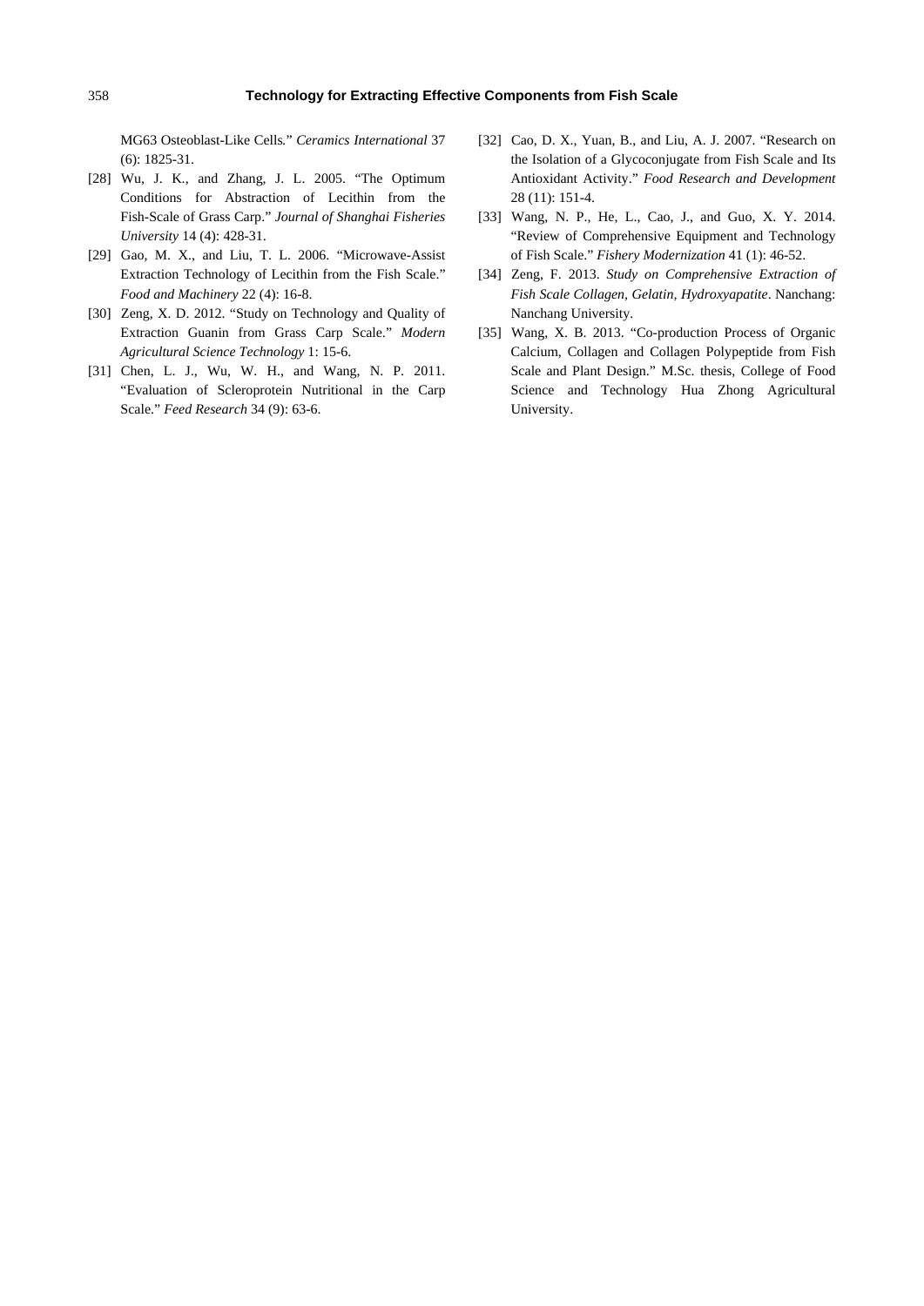MG63 Osteoblast-Like Cells." *Ceramics International* 37 (6): 1825-31.

[28] Wu, J. K., and Zhang, J. L. 2005. "The Optimum Conditions for Abstraction of Lecithin from the Fish-Scale of Grass Carp." *Journal of Shanghai Fisheries University* 14 (4): 428-31.

[29] Gao, M. X., and Liu, T. L. 2006. "Microwave-Assist Extraction Technology of Lecithin from the Fish Scale." *Food and Machinery* 22 (4): 16-8.

[30] Zeng, X. D. 2012. "Study on Technology and Quality of Extraction Guanin from Grass Carp Scale." *Modern Agricultural Science Technology* 1: 15-6.

[31] Chen, L. J., Wu, W. H., and Wang, N. P. 2011. "Evaluation of Scleroprotein Nutritional in the Carp Scale." *Feed Research* 34 (9): 63-6.

[32] Cao, D. X., Yuan, B., and Liu, A. J. 2007. "Research on the Isolation of a Glycoconjugate from Fish Scale and Its Antioxidant Activity." *Food Research and Development* 28 (11): 151-4.

[33] Wang, N. P., He, L., Cao, J., and Guo, X. Y. 2014. "Review of Comprehensive Equipment and Technology of Fish Scale." *Fishery Modernization* 41 (1): 46-52.

[34] Zeng, F. 2013. *Study on Comprehensive Extraction of Fish Scale Collagen, Gelatin, Hydroxyapatite*. Nanchang: Nanchang University.

[35] Wang, X. B. 2013. "Co-production Process of Organic Calcium, Collagen and Collagen Polypeptide from Fish Scale and Plant Design." M.Sc. thesis, College of Food Science and Technology Hua Zhong Agricultural University.